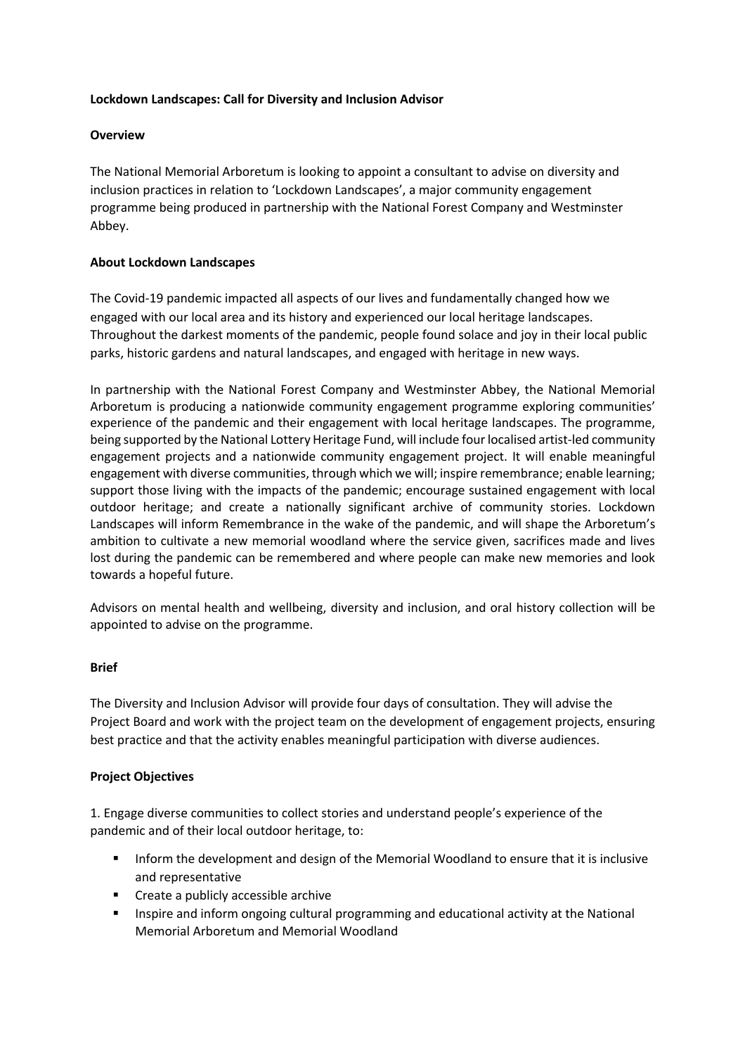**Lockdown Landscapes: Call for Diversity and Inclusion Advisor**

**Overview**

The National Memorial Arboretum is looking to appoint a consultant to advise on diversity and inclusion practices in relation to 'Lockdown Landscapes', a major community engagement programme being produced in partnership with the National Forest Company and Westminster Abbey.

**About Lockdown Landscapes**

The Covid-19 pandemic impacted all aspects of our lives and fundamentally changed how we engaged with our local area and its history and experienced our local heritage landscapes. Throughout the darkest moments of the pandemic, people found solace and joy in their local public parks, historic gardens and natural landscapes, and engaged with heritage in new ways.

In partnership with the National Forest Company and Westminster Abbey, the National Memorial Arboretum is producing a nationwide community engagement programme exploring communities' experience of the pandemic and their engagement with local heritage landscapes. The programme, being supported by the National Lottery Heritage Fund, will include four localised artist-led community engagement projects and a nationwide community engagement project. It will enable meaningful engagement with diverse communities, through which we will; inspire remembrance; enable learning; support those living with the impacts of the pandemic; encourage sustained engagement with local outdoor heritage; and create a nationally significant archive of community stories. Lockdown Landscapes will inform Remembrance in the wake of the pandemic, and will shape the Arboretum's ambition to cultivate a new memorial woodland where the service given, sacrifices made and lives lost during the pandemic can be remembered and where people can make new memories and look towards a hopeful future.

Advisors on mental health and wellbeing, diversity and inclusion, and oral history collection will be appointed to advise on the programme.

**Brief**

The Diversity and Inclusion Advisor will provide four days of consultation. They will advise the Project Board and work with the project team on the development of engagement projects, ensuring best practice and that the activity enables meaningful participation with diverse audiences.

**Project Objectives**

1. Engage diverse communities to collect stories and understand people's experience of the pandemic and of their local outdoor heritage, to:

- Inform the development and design of the Memorial Woodland to ensure that it is inclusive and representative
- Create a publicly accessible archive
- Inspire and inform ongoing cultural programming and educational activity at the National Memorial Arboretum and Memorial Woodland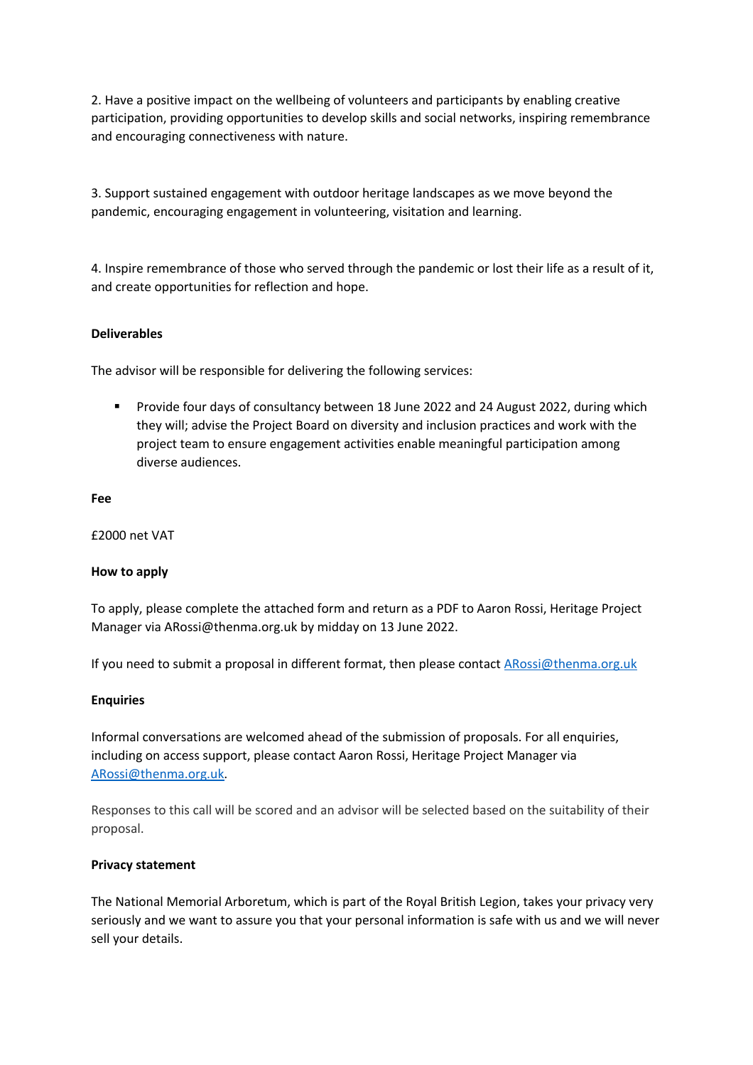2. Have a positive impact on the wellbeing of volunteers and participants by enabling creative participation, providing opportunities to develop skills and social networks, inspiring remembrance and encouraging connectiveness with nature.

3. Support sustained engagement with outdoor heritage landscapes as we move beyond the pandemic, encouraging engagement in volunteering, visitation and learning.

4. Inspire remembrance of those who served through the pandemic or lost their life as a result of it, and create opportunities for reflection and hope.

**Deliverables**

The advisor will be responsible for delivering the following services:

- Provide four days of consultancy between 18 June 2022 and 24 August 2022, during which they will; advise the Project Board on diversity and inclusion practices and work with the project team to ensure engagement activities enable meaningful participation among diverse audiences.

**Fee**

£2000 net VAT

**How to apply**

To apply, please complete the attached form and return as a PDF to Aaron Rossi, Heritage Project Manager via ARossi@thenma.org.uk by midday on 13 June 2022.

If you need to submit a proposal in different format, then please contact ARossi@thenma.org.uk

**Enquiries**

Informal conversations are welcomed ahead of the submission of proposals. For all enquiries, including on access support, please contact Aaron Rossi, Heritage Project Manager via ARossi@thenma.org.uk.

Responses to this call will be scored and an advisor will be selected based on the suitability of their proposal.

**Privacy statement**

The National Memorial Arboretum, which is part of the Royal British Legion, takes your privacy very seriously and we want to assure you that your personal information is safe with us and we will never sell your details.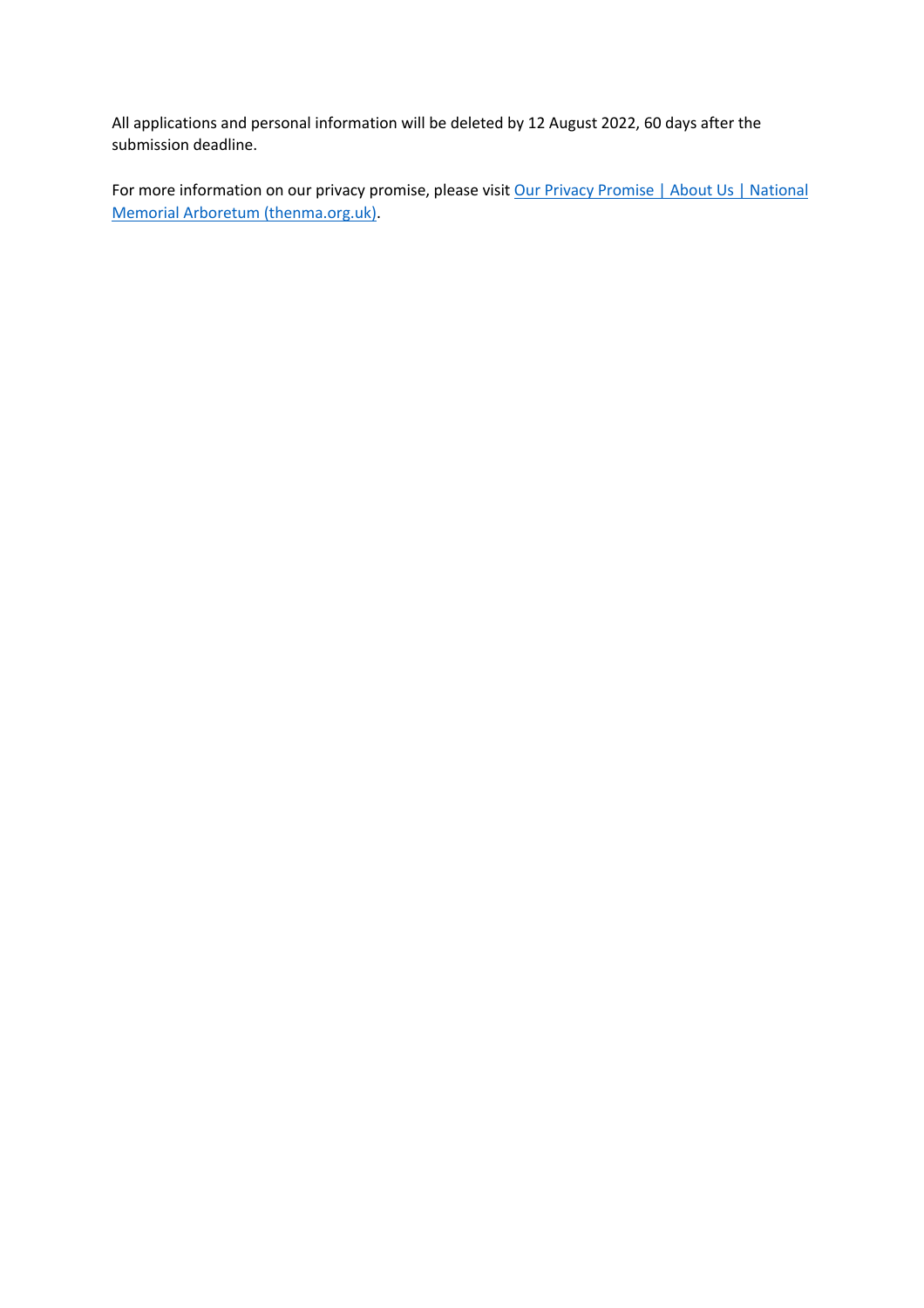All applications and personal information will be deleted by 12 August 2022, 60 days after the submission deadline.

For more information on our privacy promise, please visit Our Privacy Promise | About Us | National Memorial Arboretum (thenma.org.uk).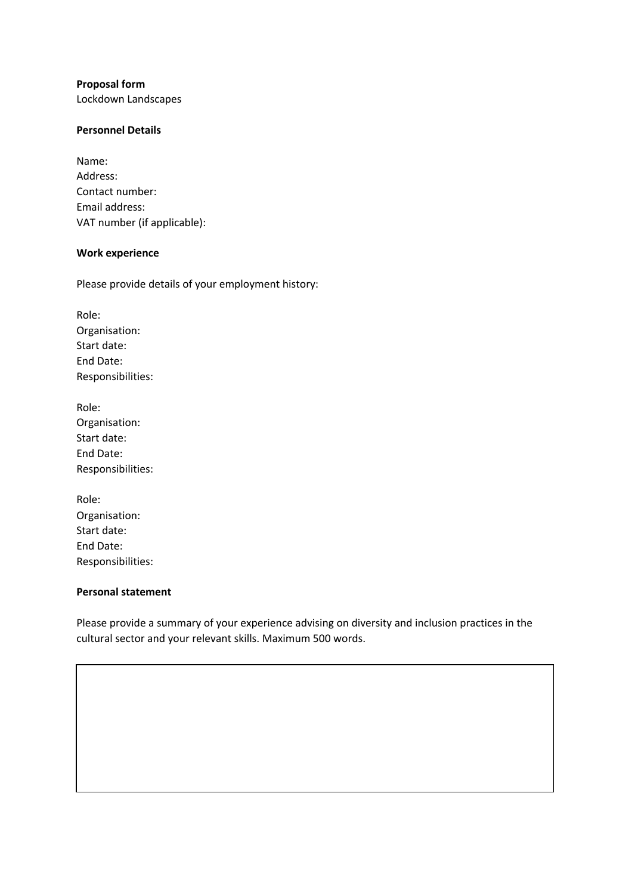**Proposal form**

Lockdown Landscapes

**Personnel Details**

Name:
Address:
Contact number:
Email address:
VAT number (if applicable):

**Work experience**

Please provide details of your employment history:

Role:
Organisation:
Start date:
End Date:
Responsibilities:

Role:
Organisation:
Start date:
End Date:
Responsibilities:

Role:
Organisation:
Start date:
End Date:
Responsibilities:

**Personal statement**

Please provide a summary of your experience advising on diversity and inclusion practices in the cultural sector and your relevant skills. Maximum 500 words.

| |
|---|
| |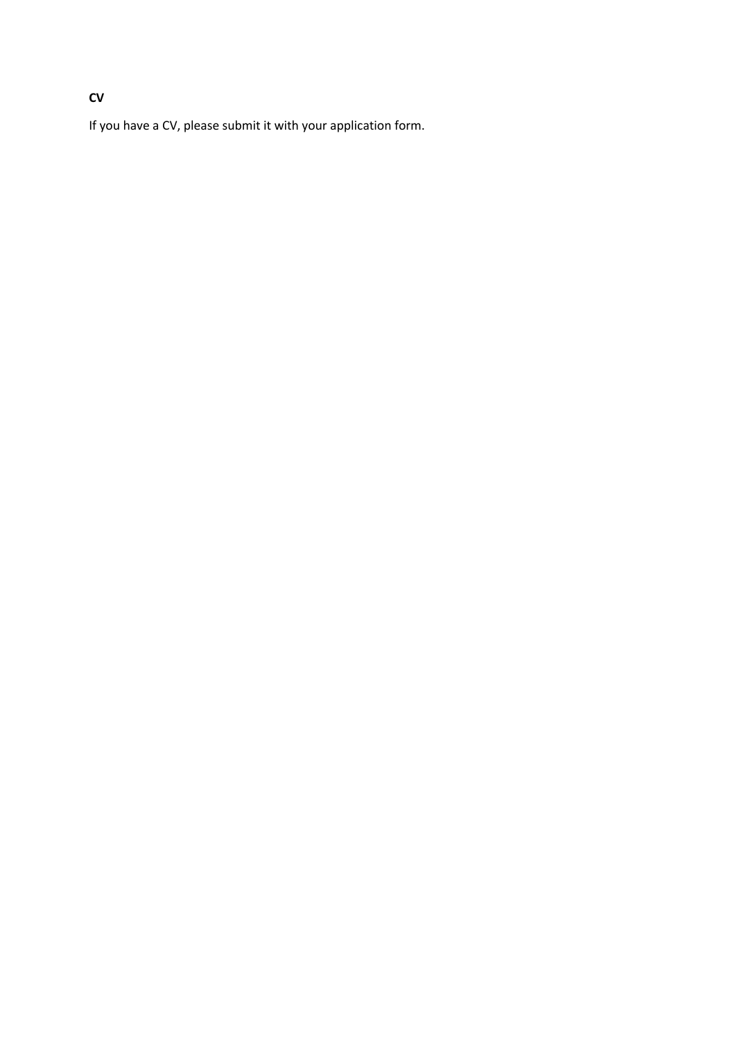**CV**

If you have a CV, please submit it with your application form.